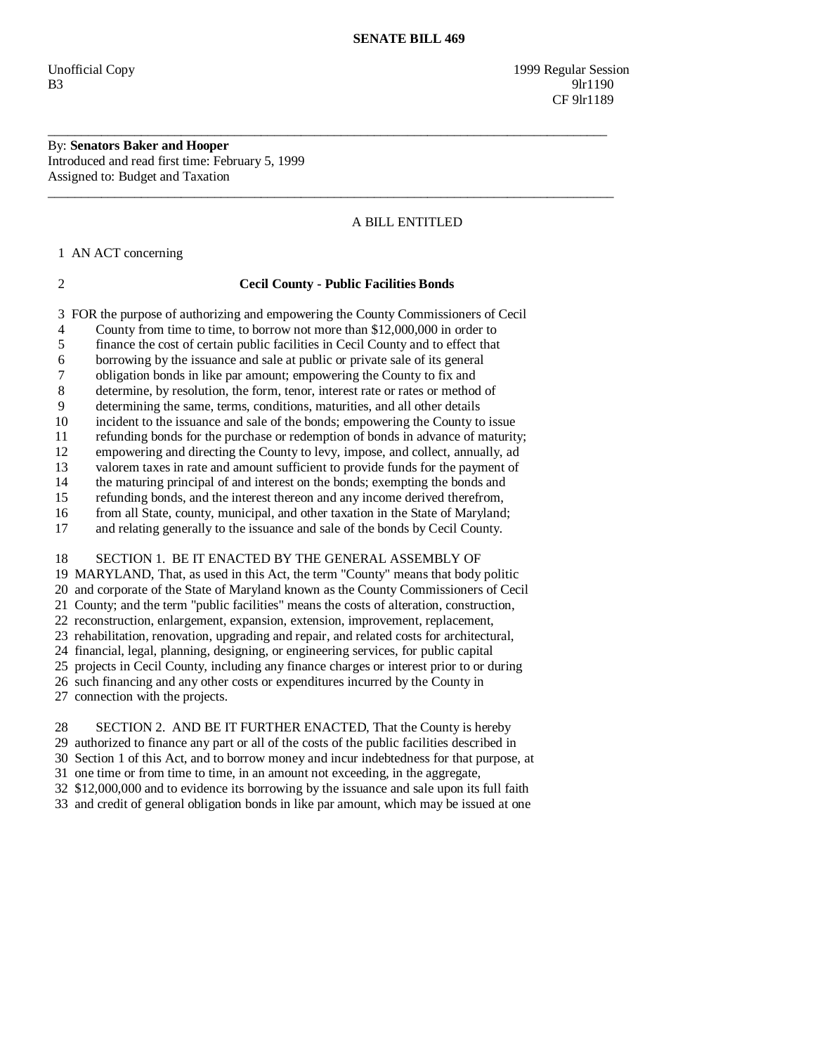# SENATE BILL 469

Unofficial Copy
B3

1999 Regular Session
9lr1190
CF 9lr1189

---

By: **Senators Baker and Hooper**
Introduced and read first time: February 5, 1999
Assigned to: Budget and Taxation

---

A BILL ENTITLED

1 AN ACT concerning

2 **Cecil County - Public Facilities Bonds**

3 FOR the purpose of authorizing and empowering the County Commissioners of Cecil
4 County from time to time, to borrow not more than $12,000,000 in order to
5 finance the cost of certain public facilities in Cecil County and to effect that
6 borrowing by the issuance and sale at public or private sale of its general
7 obligation bonds in like par amount; empowering the County to fix and
8 determine, by resolution, the form, tenor, interest rate or rates or method of
9 determining the same, terms, conditions, maturities, and all other details
10 incident to the issuance and sale of the bonds; empowering the County to issue
11 refunding bonds for the purchase or redemption of bonds in advance of maturity;
12 empowering and directing the County to levy, impose, and collect, annually, ad
13 valorem taxes in rate and amount sufficient to provide funds for the payment of
14 the maturing principal of and interest on the bonds; exempting the bonds and
15 refunding bonds, and the interest thereon and any income derived therefrom,
16 from all State, county, municipal, and other taxation in the State of Maryland;
17 and relating generally to the issuance and sale of the bonds by Cecil County.

18 SECTION 1. BE IT ENACTED BY THE GENERAL ASSEMBLY OF
19 MARYLAND, That, as used in this Act, the term "County" means that body politic
20 and corporate of the State of Maryland known as the County Commissioners of Cecil
21 County; and the term "public facilities" means the costs of alteration, construction,
22 reconstruction, enlargement, expansion, extension, improvement, replacement,
23 rehabilitation, renovation, upgrading and repair, and related costs for architectural,
24 financial, legal, planning, designing, or engineering services, for public capital
25 projects in Cecil County, including any finance charges or interest prior to or during
26 such financing and any other costs or expenditures incurred by the County in
27 connection with the projects.

28 SECTION 2. AND BE IT FURTHER ENACTED, That the County is hereby
29 authorized to finance any part or all of the costs of the public facilities described in
30 Section 1 of this Act, and to borrow money and incur indebtedness for that purpose, at
31 one time or from time to time, in an amount not exceeding, in the aggregate,
32 $12,000,000 and to evidence its borrowing by the issuance and sale upon its full faith
33 and credit of general obligation bonds in like par amount, which may be issued at one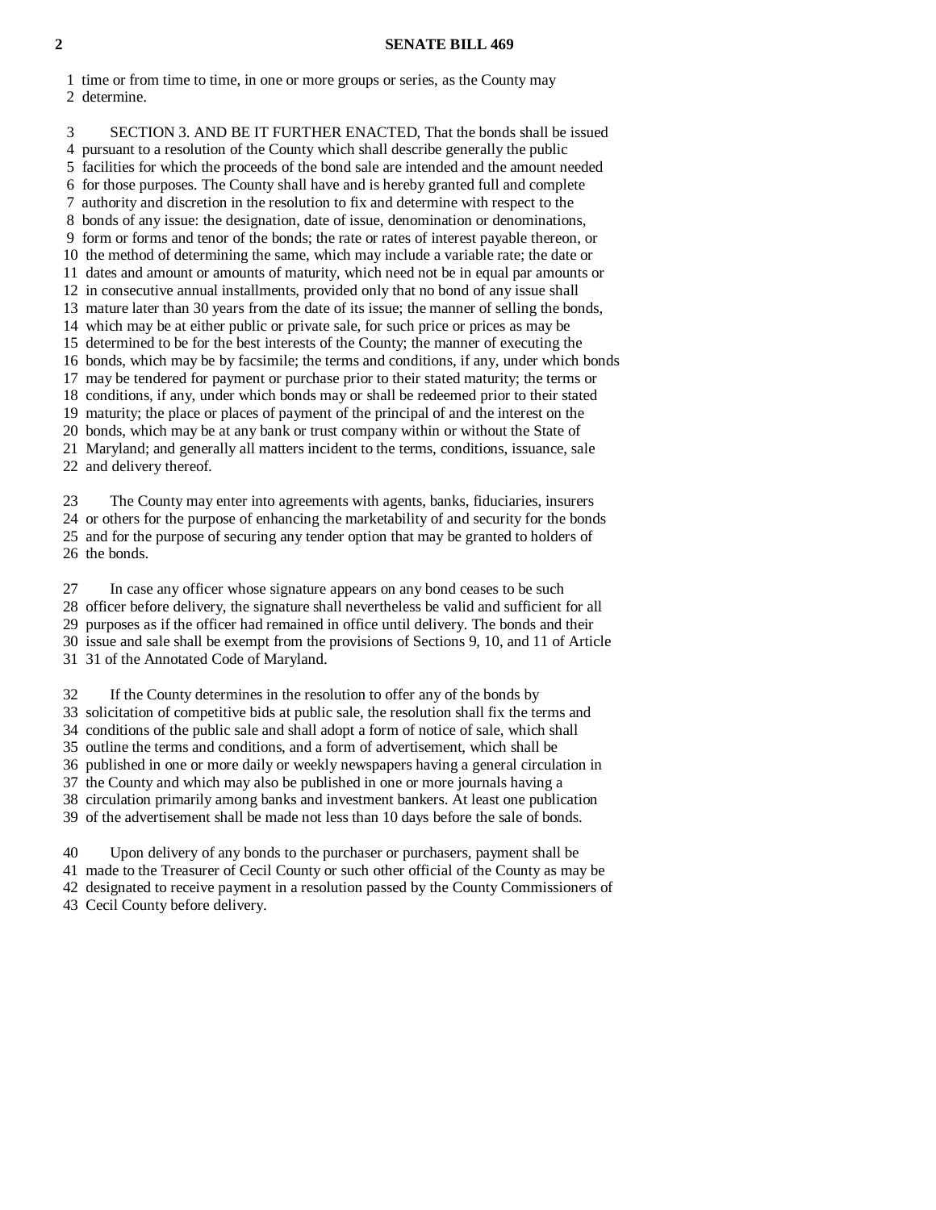time or from time to time, in one or more groups or series, as the County may determine.

SECTION 3. AND BE IT FURTHER ENACTED, That the bonds shall be issued pursuant to a resolution of the County which shall describe generally the public facilities for which the proceeds of the bond sale are intended and the amount needed for those purposes. The County shall have and is hereby granted full and complete authority and discretion in the resolution to fix and determine with respect to the bonds of any issue: the designation, date of issue, denomination or denominations, form or forms and tenor of the bonds; the rate or rates of interest payable thereon, or the method of determining the same, which may include a variable rate; the date or dates and amount or amounts of maturity, which need not be in equal par amounts or in consecutive annual installments, provided only that no bond of any issue shall mature later than 30 years from the date of its issue; the manner of selling the bonds, which may be at either public or private sale, for such price or prices as may be determined to be for the best interests of the County; the manner of executing the bonds, which may be by facsimile; the terms and conditions, if any, under which bonds may be tendered for payment or purchase prior to their stated maturity; the terms or conditions, if any, under which bonds may or shall be redeemed prior to their stated maturity; the place or places of payment of the principal of and the interest on the bonds, which may be at any bank or trust company within or without the State of Maryland; and generally all matters incident to the terms, conditions, issuance, sale and delivery thereof.

The County may enter into agreements with agents, banks, fiduciaries, insurers or others for the purpose of enhancing the marketability of and security for the bonds and for the purpose of securing any tender option that may be granted to holders of the bonds.

In case any officer whose signature appears on any bond ceases to be such officer before delivery, the signature shall nevertheless be valid and sufficient for all purposes as if the officer had remained in office until delivery. The bonds and their issue and sale shall be exempt from the provisions of Sections 9, 10, and 11 of Article 31 of the Annotated Code of Maryland.

If the County determines in the resolution to offer any of the bonds by solicitation of competitive bids at public sale, the resolution shall fix the terms and conditions of the public sale and shall adopt a form of notice of sale, which shall outline the terms and conditions, and a form of advertisement, which shall be published in one or more daily or weekly newspapers having a general circulation in the County and which may also be published in one or more journals having a circulation primarily among banks and investment bankers. At least one publication of the advertisement shall be made not less than 10 days before the sale of bonds.

Upon delivery of any bonds to the purchaser or purchasers, payment shall be made to the Treasurer of Cecil County or such other official of the County as may be designated to receive payment in a resolution passed by the County Commissioners of Cecil County before delivery.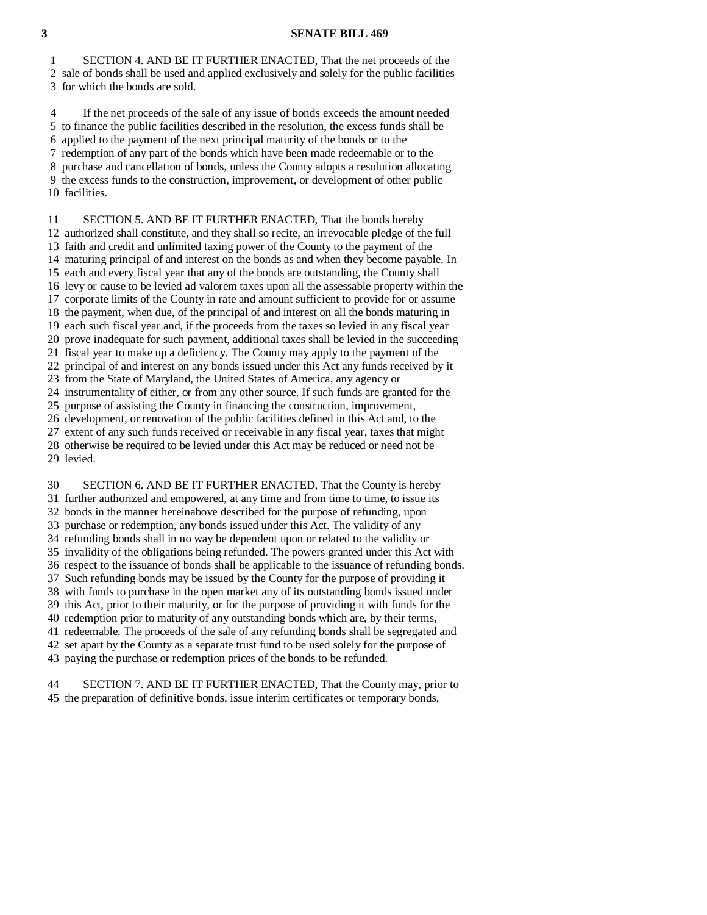SECTION 4. AND BE IT FURTHER ENACTED, That the net proceeds of the sale of bonds shall be used and applied exclusively and solely for the public facilities for which the bonds are sold.

If the net proceeds of the sale of any issue of bonds exceeds the amount needed to finance the public facilities described in the resolution, the excess funds shall be applied to the payment of the next principal maturity of the bonds or to the redemption of any part of the bonds which have been made redeemable or to the purchase and cancellation of bonds, unless the County adopts a resolution allocating the excess funds to the construction, improvement, or development of other public facilities.

SECTION 5. AND BE IT FURTHER ENACTED, That the bonds hereby authorized shall constitute, and they shall so recite, an irrevocable pledge of the full faith and credit and unlimited taxing power of the County to the payment of the maturing principal of and interest on the bonds as and when they become payable. In each and every fiscal year that any of the bonds are outstanding, the County shall levy or cause to be levied ad valorem taxes upon all the assessable property within the corporate limits of the County in rate and amount sufficient to provide for or assume the payment, when due, of the principal of and interest on all the bonds maturing in each such fiscal year and, if the proceeds from the taxes so levied in any fiscal year prove inadequate for such payment, additional taxes shall be levied in the succeeding fiscal year to make up a deficiency. The County may apply to the payment of the principal of and interest on any bonds issued under this Act any funds received by it from the State of Maryland, the United States of America, any agency or instrumentality of either, or from any other source. If such funds are granted for the purpose of assisting the County in financing the construction, improvement, development, or renovation of the public facilities defined in this Act and, to the extent of any such funds received or receivable in any fiscal year, taxes that might otherwise be required to be levied under this Act may be reduced or need not be levied.

SECTION 6. AND BE IT FURTHER ENACTED, That the County is hereby further authorized and empowered, at any time and from time to time, to issue its bonds in the manner hereinabove described for the purpose of refunding, upon purchase or redemption, any bonds issued under this Act. The validity of any refunding bonds shall in no way be dependent upon or related to the validity or invalidity of the obligations being refunded. The powers granted under this Act with respect to the issuance of bonds shall be applicable to the issuance of refunding bonds. Such refunding bonds may be issued by the County for the purpose of providing it with funds to purchase in the open market any of its outstanding bonds issued under this Act, prior to their maturity, or for the purpose of providing it with funds for the redemption prior to maturity of any outstanding bonds which are, by their terms, redeemable. The proceeds of the sale of any refunding bonds shall be segregated and set apart by the County as a separate trust fund to be used solely for the purpose of paying the purchase or redemption prices of the bonds to be refunded.

SECTION 7. AND BE IT FURTHER ENACTED, That the County may, prior to the preparation of definitive bonds, issue interim certificates or temporary bonds,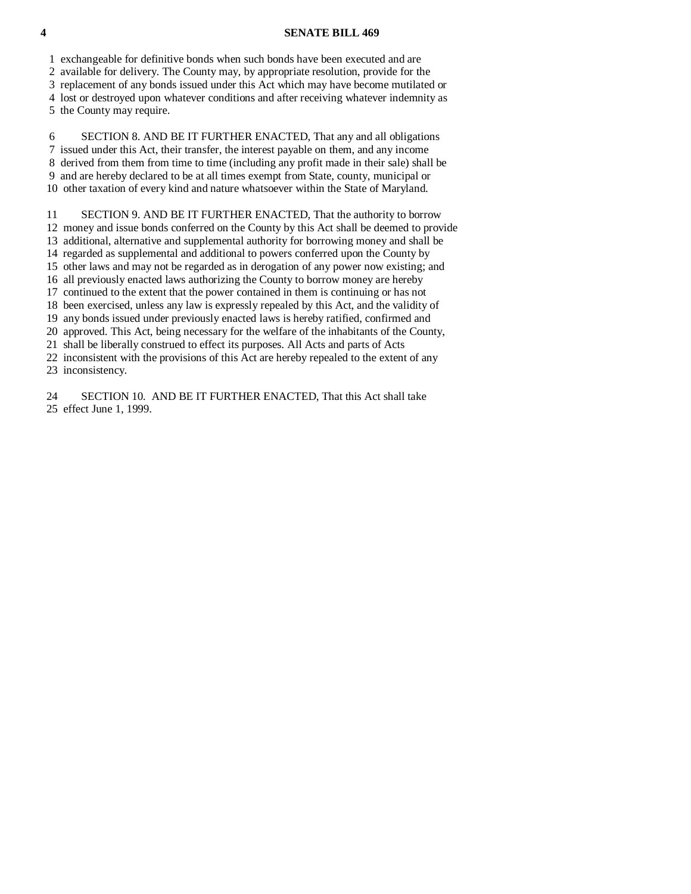exchangeable for definitive bonds when such bonds have been executed and are available for delivery. The County may, by appropriate resolution, provide for the replacement of any bonds issued under this Act which may have become mutilated or lost or destroyed upon whatever conditions and after receiving whatever indemnity as the County may require.

SECTION 8. AND BE IT FURTHER ENACTED, That any and all obligations issued under this Act, their transfer, the interest payable on them, and any income derived from them from time to time (including any profit made in their sale) shall be and are hereby declared to be at all times exempt from State, county, municipal or other taxation of every kind and nature whatsoever within the State of Maryland.

SECTION 9. AND BE IT FURTHER ENACTED, That the authority to borrow money and issue bonds conferred on the County by this Act shall be deemed to provide additional, alternative and supplemental authority for borrowing money and shall be regarded as supplemental and additional to powers conferred upon the County by other laws and may not be regarded as in derogation of any power now existing; and all previously enacted laws authorizing the County to borrow money are hereby continued to the extent that the power contained in them is continuing or has not been exercised, unless any law is expressly repealed by this Act, and the validity of any bonds issued under previously enacted laws is hereby ratified, confirmed and approved. This Act, being necessary for the welfare of the inhabitants of the County, shall be liberally construed to effect its purposes. All Acts and parts of Acts inconsistent with the provisions of this Act are hereby repealed to the extent of any inconsistency.

SECTION 10. AND BE IT FURTHER ENACTED, That this Act shall take effect June 1, 1999.